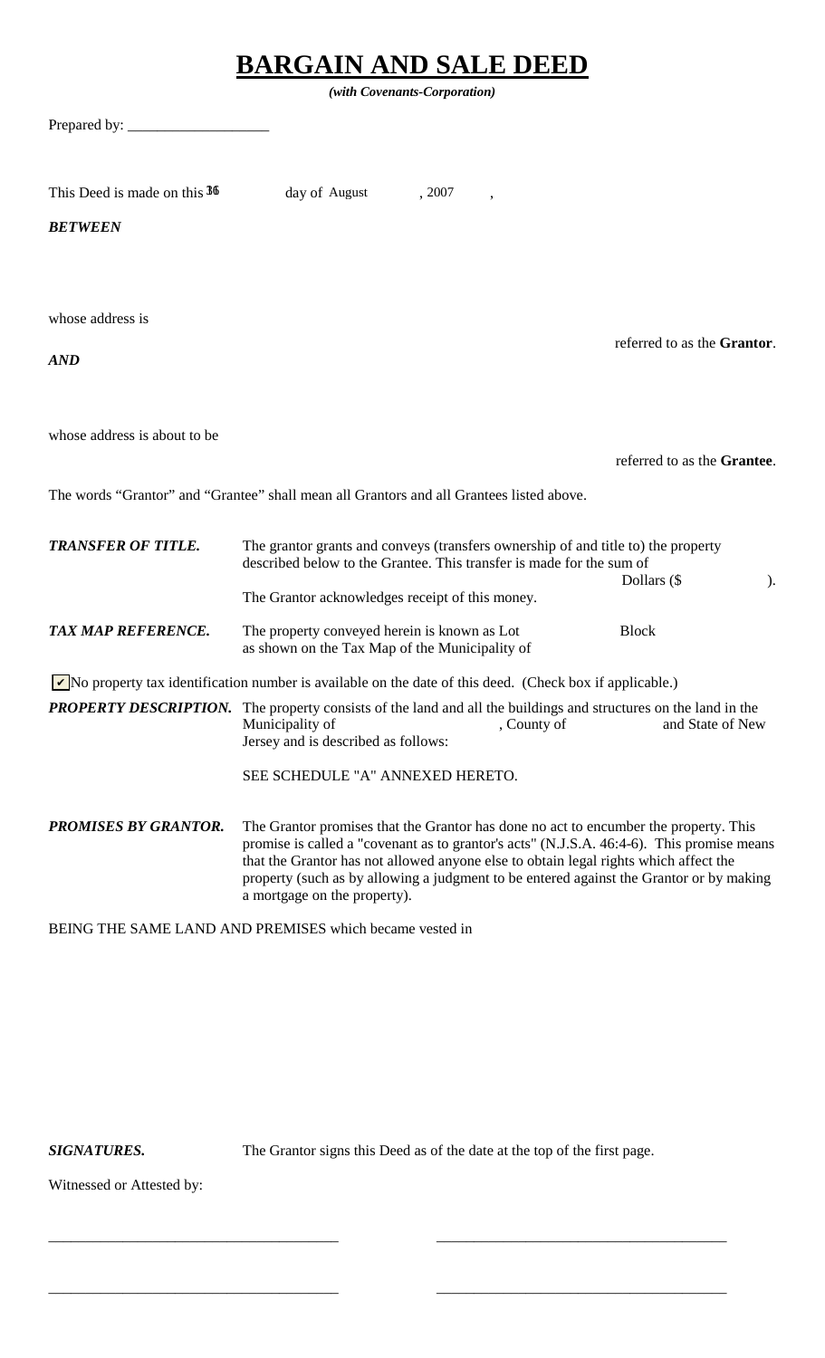# BARGAIN AND SALE DEED

***(with Covenants-Corporation)***

Prepared by: ___________________

This Deed is made on this 16 day of August , 2007 ,

***BETWEEN***

whose address is

referred to as the **Grantor**.

***AND***

whose address is about to be

referred to as the **Grantee**.

The words "Grantor" and "Grantee" shall mean all Grantors and all Grantees listed above.

***TRANSFER OF TITLE.*** The grantor grants and conveys (transfers ownership of and title to) the property described below to the Grantee. This transfer is made for the sum of

Dollars ($ ).

The Grantor acknowledges receipt of this money.

***TAX MAP REFERENCE.*** The property conveyed herein is known as Lot Block as shown on the Tax Map of the Municipality of

☑ No property tax identification number is available on the date of this deed. (Check box if applicable.)

***PROPERTY DESCRIPTION.*** The property consists of the land and all the buildings and structures on the land in the Municipality of , County of and State of New Jersey and is described as follows:

SEE SCHEDULE "A" ANNEXED HERETO.

***PROMISES BY GRANTOR.*** The Grantor promises that the Grantor has done no act to encumber the property. This promise is called a "covenant as to grantor's acts" (N.J.S.A. 46:4-6). This promise means that the Grantor has not allowed anyone else to obtain legal rights which affect the property (such as by allowing a judgment to be entered against the Grantor or by making a mortgage on the property).

BEING THE SAME LAND AND PREMISES which became vested in

***SIGNATURES.*** The Grantor signs this Deed as of the date at the top of the first page.

Witnessed or Attested by:

______________________________________ ______________________________________

______________________________________ ______________________________________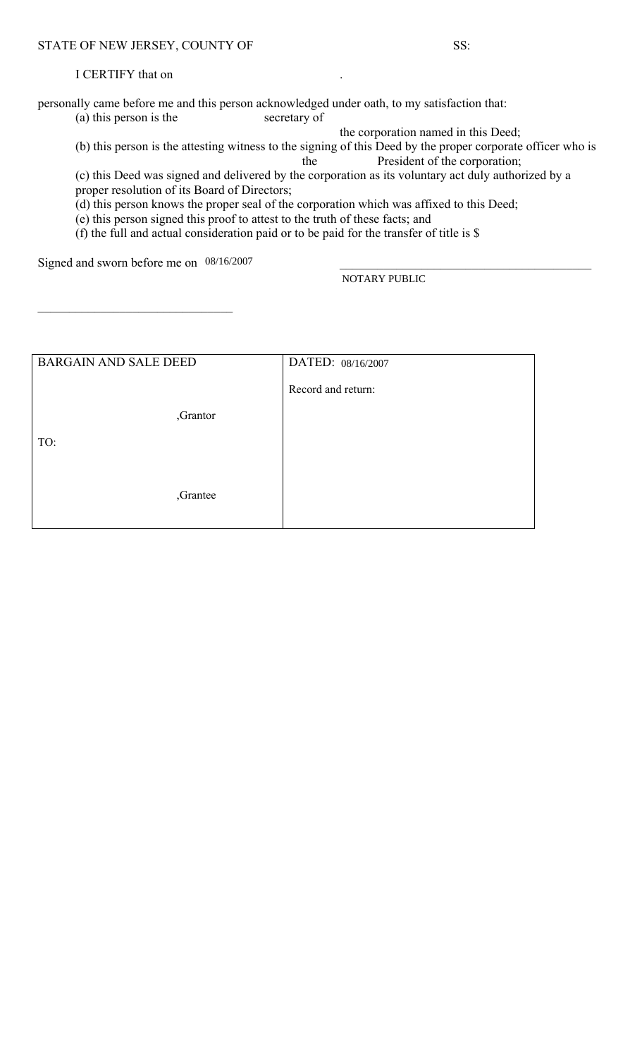STATE OF NEW JERSEY, COUNTY OF SS:

I CERTIFY that on .

personally came before me and this person acknowledged under oath, to my satisfaction that:

(a) this person is the secretary of the corporation named in this Deed;

(b) this person is the attesting witness to the signing of this Deed by the proper corporate officer who is the President of the corporation;

(c) this Deed was signed and delivered by the corporation as its voluntary act duly authorized by a proper resolution of its Board of Directors;

(d) this person knows the proper seal of the corporation which was affixed to this Deed;

(e) this person signed this proof to attest to the truth of these facts; and

(f) the full and actual consideration paid or to be paid for the transfer of title is $

Signed and sworn before me on 08/16/2007

_____________________________________________
NOTARY PUBLIC

________________________________

| | |
|---|---|
| BARGAIN AND SALE DEED<br><br>,Grantor<br><br>TO:<br><br>,Grantee | DATED: 08/16/2007<br><br>Record and return: |